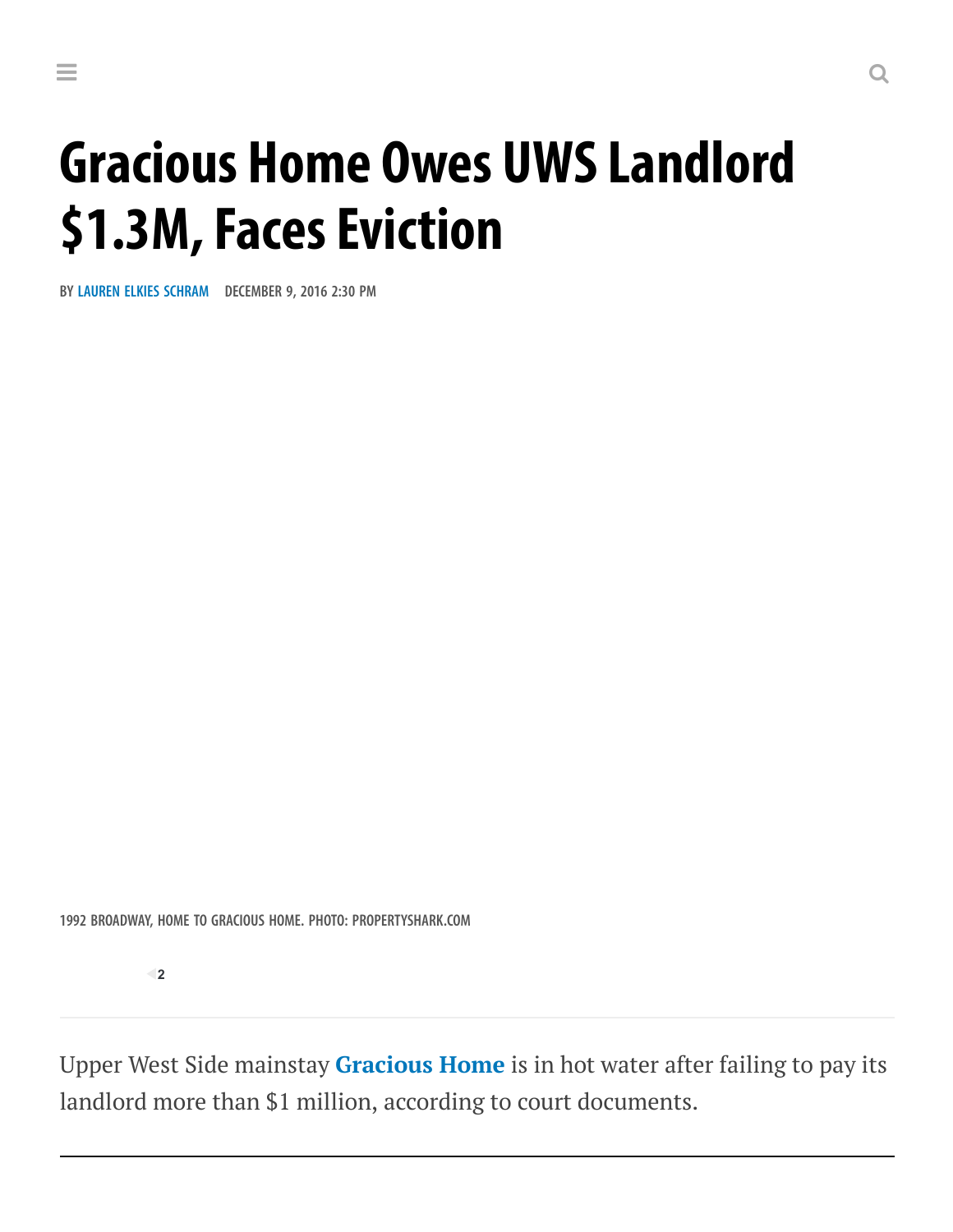# Gracious Home Owes UWS Landlord $1.3M, Faces Eviction

BY **LAUREN ELKIES SCHRAM** DECEMBER 9, 2016 2:30 PM

1992 BROADWAY, HOME TO GRACIOUS HOME. PHOTO: PROPERTYSHARK.COM

2

---

Upper West Side mainstay **Gracious Home** is in hot water after failing to pay its landlord more than $1 million, according to court documents.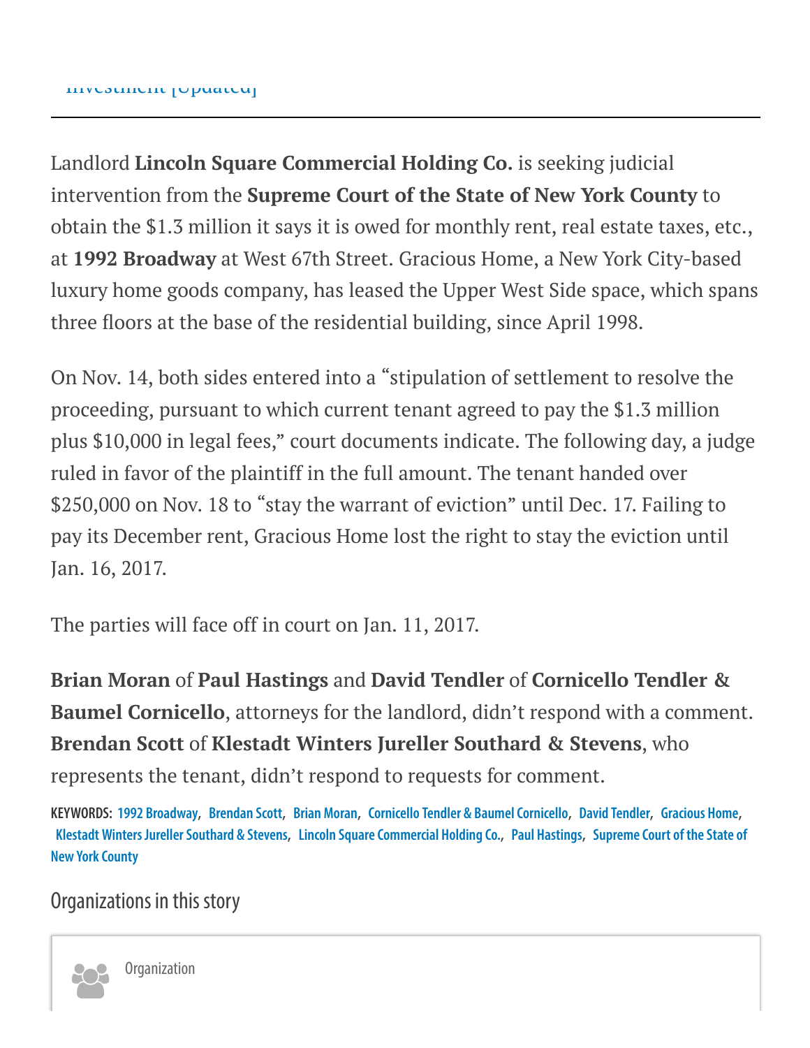Landlord **Lincoln Square Commercial Holding Co.** is seeking judicial intervention from the **Supreme Court of the State of New York County** to obtain the $1.3 million it says it is owed for monthly rent, real estate taxes, etc., at **1992 Broadway** at West 67th Street. Gracious Home, a New York City-based luxury home goods company, has leased the Upper West Side space, which spans three floors at the base of the residential building, since April 1998.

On Nov. 14, both sides entered into a "stipulation of settlement to resolve the proceeding, pursuant to which current tenant agreed to pay the $1.3 million plus $10,000 in legal fees," court documents indicate. The following day, a judge ruled in favor of the plaintiff in the full amount. The tenant handed over $250,000 on Nov. 18 to "stay the warrant of eviction" until Dec. 17. Failing to pay its December rent, Gracious Home lost the right to stay the eviction until Jan. 16, 2017.

The parties will face off in court on Jan. 11, 2017.

**Brian Moran** of **Paul Hastings** and **David Tendler** of **Cornicello Tendler & Baumel Cornicello**, attorneys for the landlord, didn't respond with a comment. **Brendan Scott** of **Klestadt Winters Jureller Southard & Stevens**, who represents the tenant, didn't respond to requests for comment.

**KEYWORDS:** 1992 Broadway, Brendan Scott, Brian Moran, Cornicello Tendler & Baumel Cornicello, David Tendler, Gracious Home, Klestadt Winters Jureller Southard & Stevens, Lincoln Square Commercial Holding Co., Paul Hastings, Supreme Court of the State of New York County

## Organizations in this story

Organization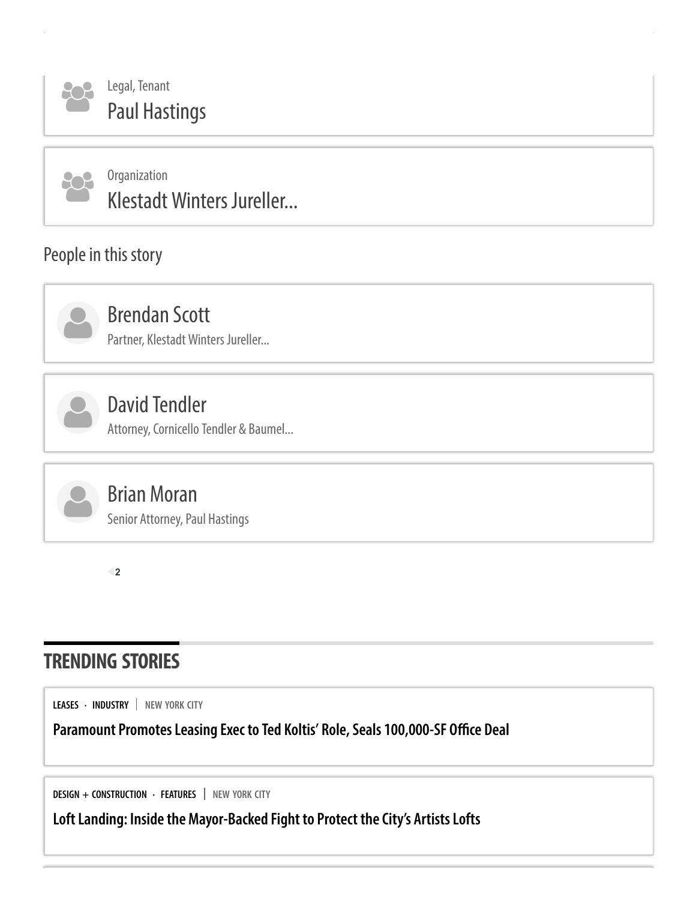Legal, Tenant

Paul Hastings

Organization

Klestadt Winters Jureller...

People in this story

Brendan Scott

Partner, Klestadt Winters Jureller...

David Tendler

Attorney, Cornicello Tendler & Baumel...

Brian Moran

Senior Attorney, Paul Hastings

2

## TRENDING STORIES

LEASES · INDUSTRY | NEW YORK CITY

**Paramount Promotes Leasing Exec to Ted Koltis' Role, Seals 100,000-SF Office Deal**

DESIGN + CONSTRUCTION · FEATURES | NEW YORK CITY

**Loft Landing: Inside the Mayor-Backed Fight to Protect the City's Artists Lofts**